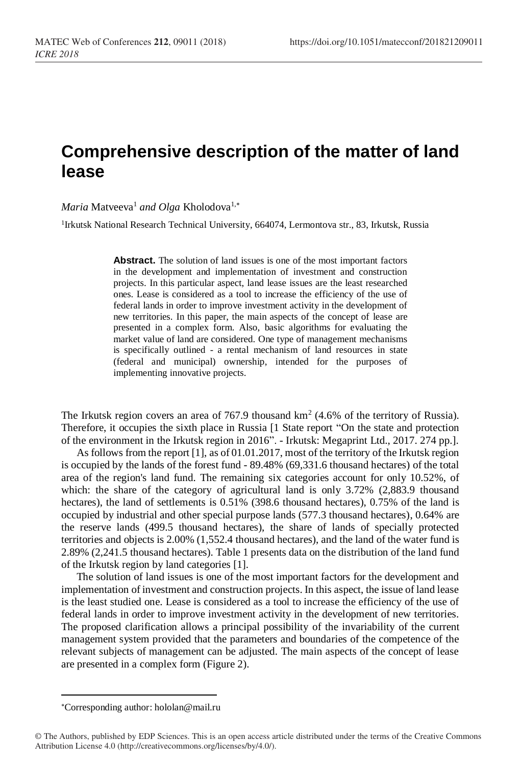# Comprehensive description of the matter of land lease

*Maria* Matveeva[1] *and Olga* Kholodova[1,*]

[1]Irkutsk National Research Technical University, 664074, Lermontova str., 83, Irkutsk, Russia

> **Abstract.** The solution of land issues is one of the most important factors in the development and implementation of investment and construction projects. In this particular aspect, land lease issues are the least researched ones. Lease is considered as a tool to increase the efficiency of the use of federal lands in order to improve investment activity in the development of new territories. In this paper, the main aspects of the concept of lease are presented in a complex form. Also, basic algorithms for evaluating the market value of land are considered. One type of management mechanisms is specifically outlined - a rental mechanism of land resources in state (federal and municipal) ownership, intended for the purposes of implementing innovative projects.

The Irkutsk region covers an area of 767.9 thousand km$^2$ (4.6% of the territory of Russia). Therefore, it occupies the sixth place in Russia [1 State report "On the state and protection of the environment in the Irkutsk region in 2016". - Irkutsk: Megaprint Ltd., 2017. 274 pp.].

As follows from the report [1], as of 01.01.2017, most of the territory of the Irkutsk region is occupied by the lands of the forest fund - 89.48% (69,331.6 thousand hectares) of the total area of the region's land fund. The remaining six categories account for only 10.52%, of which: the share of the category of agricultural land is only 3.72% (2,883.9 thousand hectares), the land of settlements is 0.51% (398.6 thousand hectares), 0.75% of the land is occupied by industrial and other special purpose lands (577.3 thousand hectares), 0.64% are the reserve lands (499.5 thousand hectares), the share of lands of specially protected territories and objects is 2.00% (1,552.4 thousand hectares), and the land of the water fund is 2.89% (2,241.5 thousand hectares). Table 1 presents data on the distribution of the land fund of the Irkutsk region by land categories [1].

The solution of land issues is one of the most important factors for the development and implementation of investment and construction projects. In this aspect, the issue of land lease is the least studied one. Lease is considered as a tool to increase the efficiency of the use of federal lands in order to improve investment activity in the development of new territories. The proposed clarification allows a principal possibility of the invariability of the current management system provided that the parameters and boundaries of the competence of the relevant subjects of management can be adjusted. The main aspects of the concept of lease are presented in a complex form (Figure 2).

---

*Corresponding author: hololan@mail.ru

© The Authors, published by EDP Sciences. This is an open access article distributed under the terms of the Creative Commons Attribution License 4.0 (http://creativecommons.org/licenses/by/4.0/).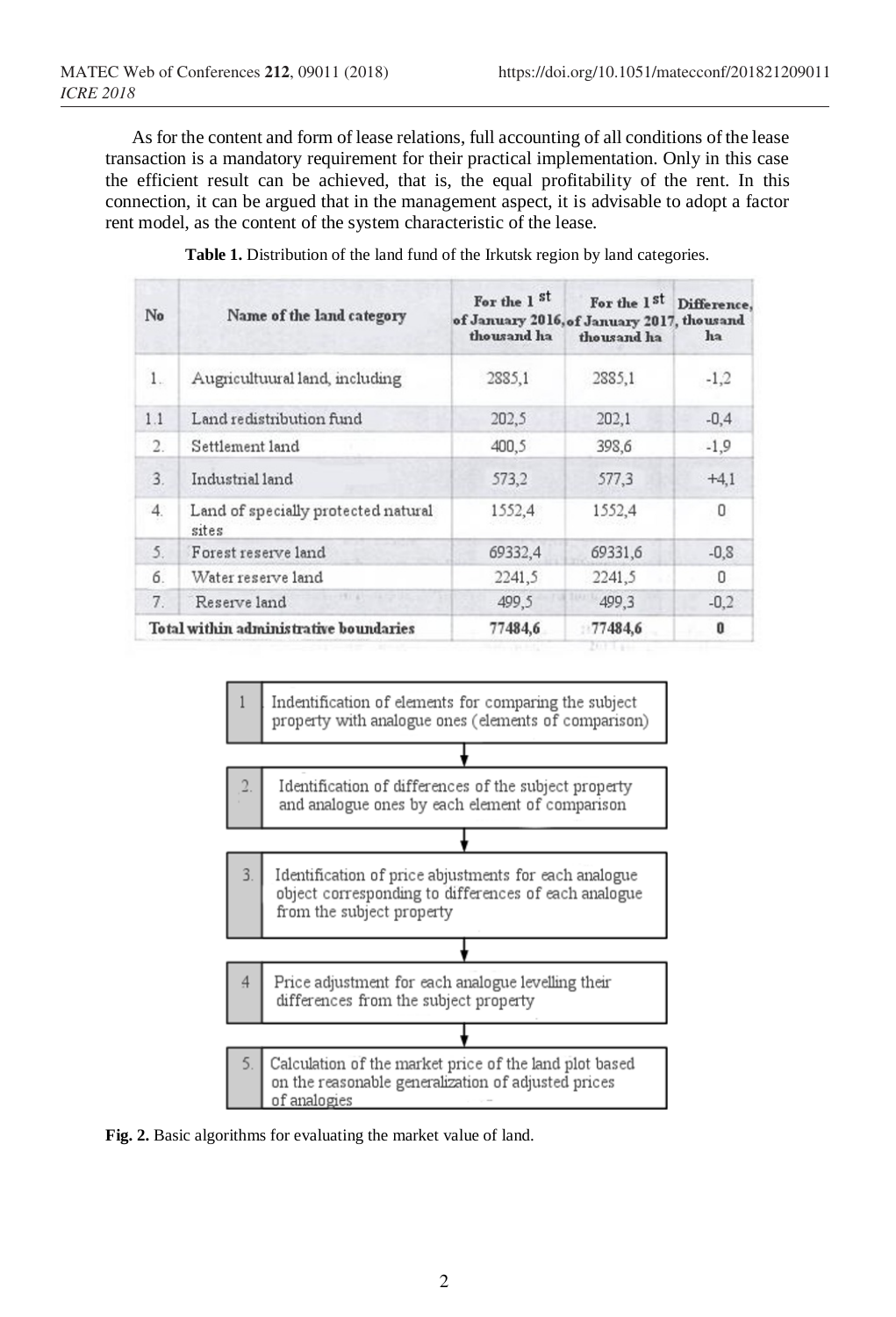As for the content and form of lease relations, full accounting of all conditions of the lease transaction is a mandatory requirement for their practical implementation. Only in this case the efficient result can be achieved, that is, the equal profitability of the rent. In this connection, it can be argued that in the management aspect, it is advisable to adopt a factor rent model, as the content of the system characteristic of the lease.

**Table 1.** Distribution of the land fund of the Irkutsk region by land categories.

| No | Name of the land category | For the 1 st of January 2016, thousand ha | For the 1st of January 2017, thousand ha | Difference, thousand ha |
|---|---|---|---|---|
| 1. | Augricultuural land, including | 2885,1 | 2885,1 | -1,2 |
| 1.1 | Land redistribution fund | 202,5 | 202,1 | -0,4 |
| 2. | Settlement land | 400,5 | 398,6 | -1,9 |
| 3. | Industrial land | 573,2 | 577,3 | +4,1 |
| 4. | Land of specially protected natural sites | 1552,4 | 1552,4 | 0 |
| 5. | Forest reserve land | 69332,4 | 69331,6 | -0,8 |
| 6. | Water reserve land | 2241,5 | 2241,5 | 0 |
| 7. | Reserve land | 499,5 | 499,3 | -0,2 |
| **Total within administrative boundaries** | | **77484,6** | **77484,6** | **0** |

1 Indentification of elements for comparing the subject property with analogue ones (elements of comparison)

2 Identification of differences of the subject property and analogue ones by each element of comparison

3 Identification of price abjustments for each analogue object corresponding to differences of each analogue from the subject property

4 Price adjustment for each analogue levelling their differences from the subject property

5 Calculation of the market price of the land plot based on the reasonable generalization of adjusted prices of analogies

**Fig. 2.** Basic algorithms for evaluating the market value of land.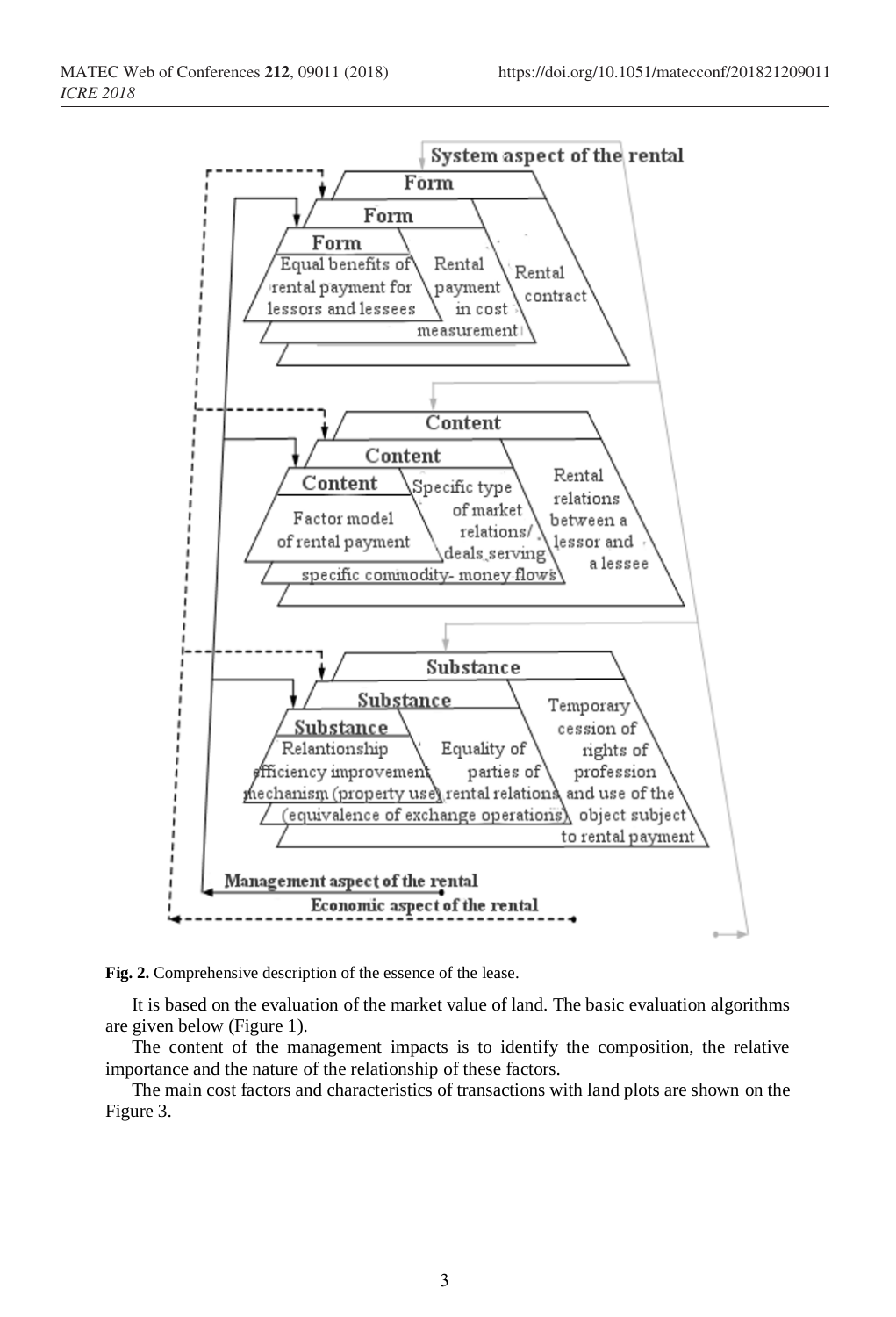System aspect of the rental

Form

Form

Form

Equal benefits of rental payment for lessors and lessees

Rental payment in cost measurement

Rental contract

Content

Content

Content

Factor model of rental payment

Specific type of market relations/ deals serving specific commodity- money flows

Rental relations between a lessor and a lessee

Substance

Substance

Substance

Relantionship efficiency improvement mechanism (property use)

Equality of parties of rental relations (equivalence of exchange operations)

Temporary cession of rights of profession and use of the object subject to rental payment

Management aspect of the rental

Economic aspect of the rental

**Fig. 2.** Comprehensive description of the essence of the lease.

It is based on the evaluation of the market value of land. The basic evaluation algorithms are given below (Figure 1).

The content of the management impacts is to identify the composition, the relative importance and the nature of the relationship of these factors.

The main cost factors and characteristics of transactions with land plots are shown on the Figure 3.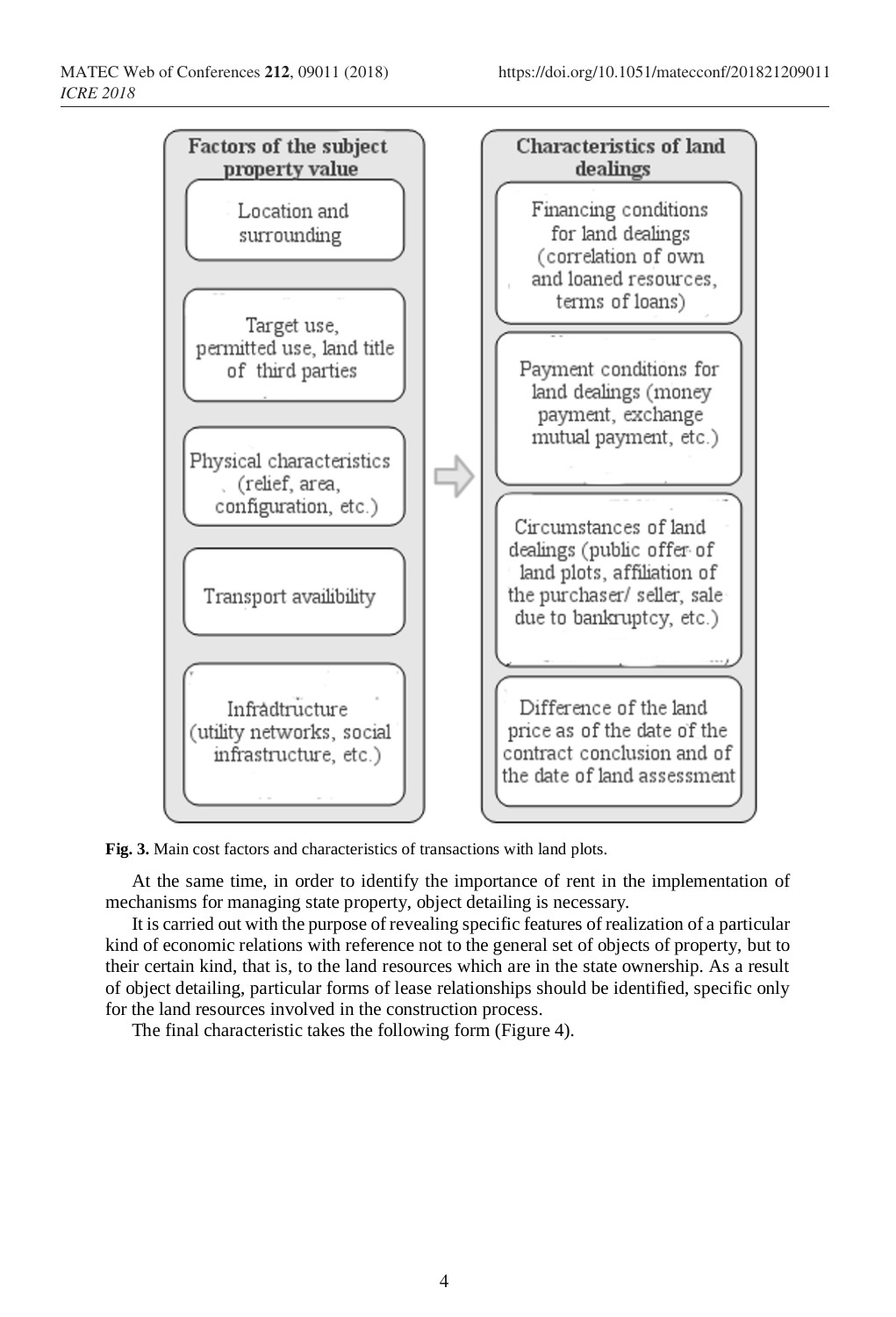**Factors of the subject property value**

- Location and surrounding
- Target use, permitted use, land title of third parties
- Physical characteristics (relief, area, configuration, etc.)
- Transport availibility
- Infradtructure (utility networks, social infrastructure, etc.)

**Characteristics of land dealings**

- Financing conditions for land dealings (correlation of own and loaned resources, terms of loans)
- Payment conditions for land dealings (money payment, exchange mutual payment, etc.)
- Circumstances of land dealings (public offer of land plots, affiliation of the purchaser/ seller, sale due to bankruptcy, etc.)
- Difference of the land price as of the date of the contract conclusion and of the date of land assessment

**Fig. 3.** Main cost factors and characteristics of transactions with land plots.

At the same time, in order to identify the importance of rent in the implementation of mechanisms for managing state property, object detailing is necessary.

It is carried out with the purpose of revealing specific features of realization of a particular kind of economic relations with reference not to the general set of objects of property, but to their certain kind, that is, to the land resources which are in the state ownership. As a result of object detailing, particular forms of lease relationships should be identified, specific only for the land resources involved in the construction process.

The final characteristic takes the following form (Figure 4).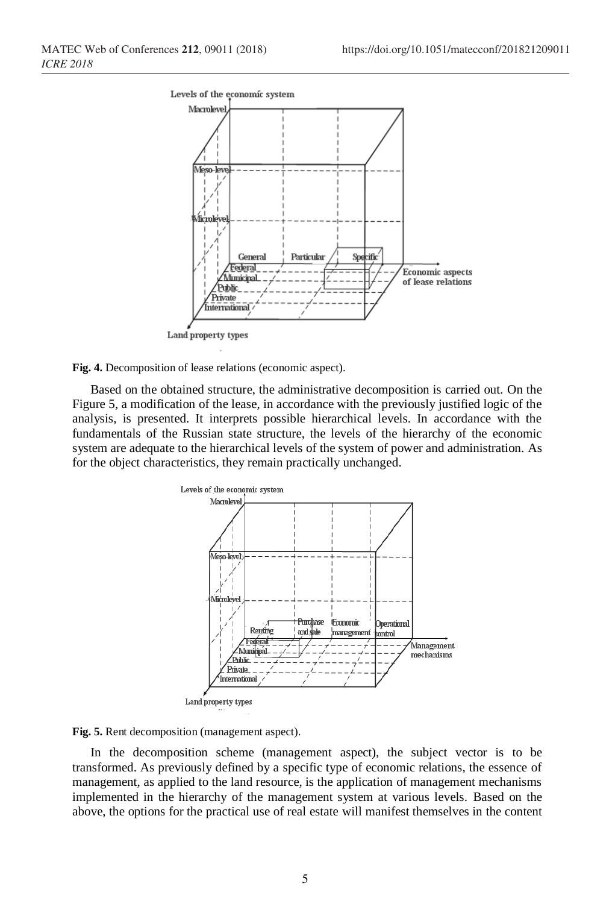Levels of the economic system

Macrolevel

Meso-level

Microlevel

General

Particular

Specific

Federal

Municipal

Public

Private

International

Economic aspects of lease relations

Land property types

**Fig. 4.** Decomposition of lease relations (economic aspect).

Based on the obtained structure, the administrative decomposition is carried out. On the Figure 5, a modification of the lease, in accordance with the previously justified logic of the analysis, is presented. It interprets possible hierarchical levels. In accordance with the fundamentals of the Russian state structure, the levels of the hierarchy of the economic system are adequate to the hierarchical levels of the system of power and administration. As for the object characteristics, they remain practically unchanged.

Levels of the economic system

Macrolevel

Meso-level

Microlevel

Renting

Purchase and sale

Economic management

Operational control

Federal

Municipal

Public

Private

International

Management mechanisms

Land property types

**Fig. 5.** Rent decomposition (management aspect).

In the decomposition scheme (management aspect), the subject vector is to be transformed. As previously defined by a specific type of economic relations, the essence of management, as applied to the land resource, is the application of management mechanisms implemented in the hierarchy of the management system at various levels. Based on the above, the options for the practical use of real estate will manifest themselves in the content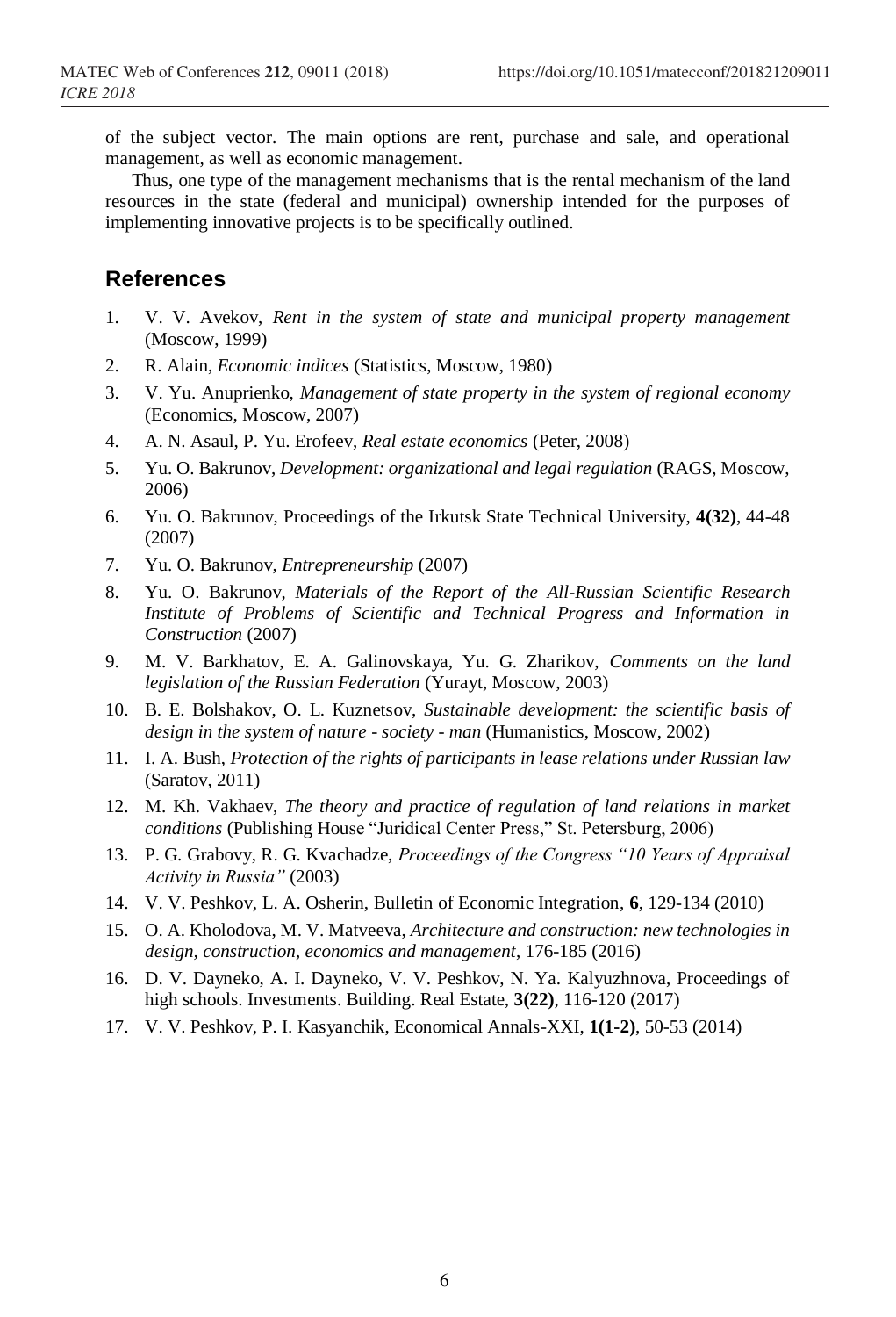of the subject vector. The main options are rent, purchase and sale, and operational management, as well as economic management.

Thus, one type of the management mechanisms that is the rental mechanism of the land resources in the state (federal and municipal) ownership intended for the purposes of implementing innovative projects is to be specifically outlined.

## References

1. V. V. Avekov, *Rent in the system of state and municipal property management* (Moscow, 1999)
2. R. Alain, *Economic indices* (Statistics, Moscow, 1980)
3. V. Yu. Anuprienko, *Management of state property in the system of regional economy* (Economics, Moscow, 2007)
4. A. N. Asaul, P. Yu. Erofeev, *Real estate economics* (Peter, 2008)
5. Yu. O. Bakrunov, *Development: organizational and legal regulation* (RAGS, Moscow, 2006)
6. Yu. O. Bakrunov, Proceedings of the Irkutsk State Technical University, **4(32)**, 44-48 (2007)
7. Yu. O. Bakrunov, *Entrepreneurship* (2007)
8. Yu. O. Bakrunov, *Materials of the Report of the All-Russian Scientific Research Institute of Problems of Scientific and Technical Progress and Information in Construction* (2007)
9. M. V. Barkhatov, E. A. Galinovskaya, Yu. G. Zharikov, *Comments on the land legislation of the Russian Federation* (Yurayt, Moscow, 2003)
10. B. E. Bolshakov, O. L. Kuznetsov, *Sustainable development: the scientific basis of design in the system of nature - society - man* (Humanistics, Moscow, 2002)
11. I. A. Bush, *Protection of the rights of participants in lease relations under Russian law* (Saratov, 2011)
12. M. Kh. Vakhaev, *The theory and practice of regulation of land relations in market conditions* (Publishing House "Juridical Center Press," St. Petersburg, 2006)
13. P. G. Grabovy, R. G. Kvachadze, *Proceedings of the Congress "10 Years of Appraisal Activity in Russia"* (2003)
14. V. V. Peshkov, L. A. Osherin, Bulletin of Economic Integration, **6**, 129-134 (2010)
15. O. A. Kholodova, M. V. Matveeva, *Architecture and construction: new technologies in design, construction, economics and management*, 176-185 (2016)
16. D. V. Dayneko, A. I. Dayneko, V. V. Peshkov, N. Ya. Kalyuzhnova, Proceedings of high schools. Investments. Building. Real Estate, **3(22)**, 116-120 (2017)
17. V. V. Peshkov, P. I. Kasyanchik, Economical Annals-XXI, **1(1-2)**, 50-53 (2014)